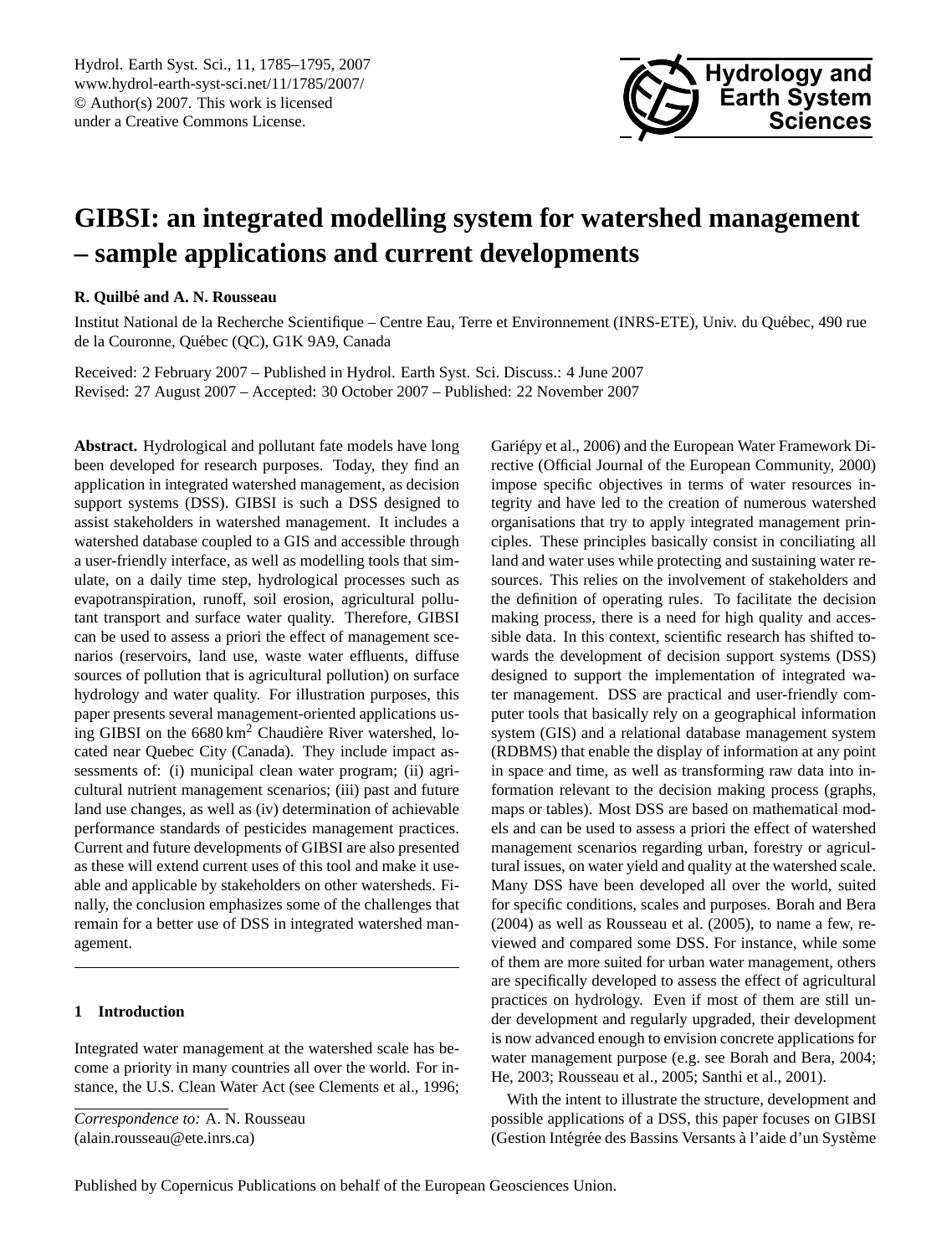# GIBSI: an integrated modelling system for watershed management – sample applications and current developments

**R. Quilbé and A. N. Rousseau**

Institut National de la Recherche Scientifique – Centre Eau, Terre et Environnement (INRS-ETE), Univ. du Québec, 490 rue de la Couronne, Québec (QC), G1K 9A9, Canada

Received: 2 February 2007 – Published in Hydrol. Earth Syst. Sci. Discuss.: 4 June 2007
Revised: 27 August 2007 – Accepted: 30 October 2007 – Published: 22 November 2007

**Abstract.** Hydrological and pollutant fate models have long been developed for research purposes. Today, they find an application in integrated watershed management, as decision support systems (DSS). GIBSI is such a DSS designed to assist stakeholders in watershed management. It includes a watershed database coupled to a GIS and accessible through a user-friendly interface, as well as modelling tools that simulate, on a daily time step, hydrological processes such as evapotranspiration, runoff, soil erosion, agricultural pollutant transport and surface water quality. Therefore, GIBSI can be used to assess a priori the effect of management scenarios (reservoirs, land use, waste water effluents, diffuse sources of pollution that is agricultural pollution) on surface hydrology and water quality. For illustration purposes, this paper presents several management-oriented applications using GIBSI on the 6680 km$^2$ Chaudière River watershed, located near Quebec City (Canada). They include impact assessments of: (i) municipal clean water program; (ii) agricultural nutrient management scenarios; (iii) past and future land use changes, as well as (iv) determination of achievable performance standards of pesticides management practices. Current and future developments of GIBSI are also presented as these will extend current uses of this tool and make it useable and applicable by stakeholders on other watersheds. Finally, the conclusion emphasizes some of the challenges that remain for a better use of DSS in integrated watershed management.

## 1 Introduction

Integrated water management at the watershed scale has become a priority in many countries all over the world. For instance, the U.S. Clean Water Act (see Clements et al., 1996; Gariépy et al., 2006) and the European Water Framework Directive (Official Journal of the European Community, 2000) impose specific objectives in terms of water resources integrity and have led to the creation of numerous watershed organisations that try to apply integrated management principles. These principles basically consist in conciliating all land and water uses while protecting and sustaining water resources. This relies on the involvement of stakeholders and the definition of operating rules. To facilitate the decision making process, there is a need for high quality and accessible data. In this context, scientific research has shifted towards the development of decision support systems (DSS) designed to support the implementation of integrated water management. DSS are practical and user-friendly computer tools that basically rely on a geographical information system (GIS) and a relational database management system (RDBMS) that enable the display of information at any point in space and time, as well as transforming raw data into information relevant to the decision making process (graphs, maps or tables). Most DSS are based on mathematical models and can be used to assess a priori the effect of watershed management scenarios regarding urban, forestry or agricultural issues, on water yield and quality at the watershed scale. Many DSS have been developed all over the world, suited for specific conditions, scales and purposes. Borah and Bera (2004) as well as Rousseau et al. (2005), to name a few, reviewed and compared some DSS. For instance, while some of them are more suited for urban water management, others are specifically developed to assess the effect of agricultural practices on hydrology. Even if most of them are still under development and regularly upgraded, their development is now advanced enough to envision concrete applications for water management purpose (e.g. see Borah and Bera, 2004; He, 2003; Rousseau et al., 2005; Santhi et al., 2001).

With the intent to illustrate the structure, development and possible applications of a DSS, this paper focuses on GIBSI (Gestion Intégrée des Bassins Versants à l'aide d'un Système

*Correspondence to:* A. N. Rousseau
(alain.rousseau@ete.inrs.ca)

Published by Copernicus Publications on behalf of the European Geosciences Union.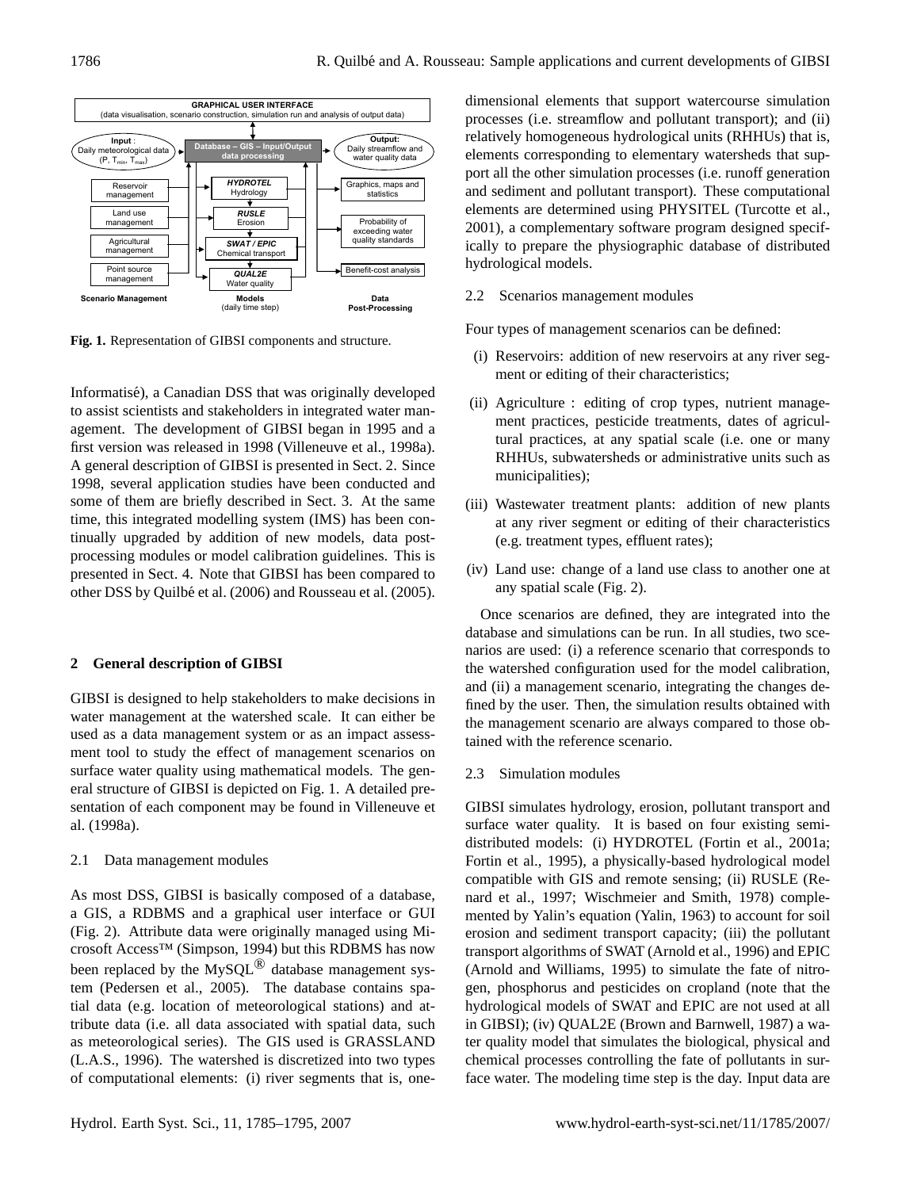**Fig. 1.** Representation of GIBSI components and structure.

Informatisé), a Canadian DSS that was originally developed to assist scientists and stakeholders in integrated water management. The development of GIBSI began in 1995 and a first version was released in 1998 (Villeneuve et al., 1998a). A general description of GIBSI is presented in Sect. 2. Since 1998, several application studies have been conducted and some of them are briefly described in Sect. 3. At the same time, this integrated modelling system (IMS) has been continually upgraded by addition of new models, data post-processing modules or model calibration guidelines. This is presented in Sect. 4. Note that GIBSI has been compared to other DSS by Quilbé et al. (2006) and Rousseau et al. (2005).

## 2 General description of GIBSI

GIBSI is designed to help stakeholders to make decisions in water management at the watershed scale. It can either be used as a data management system or as an impact assessment tool to study the effect of management scenarios on surface water quality using mathematical models. The general structure of GIBSI is depicted on Fig. 1. A detailed presentation of each component may be found in Villeneuve et al. (1998a).

### 2.1 Data management modules

As most DSS, GIBSI is basically composed of a database, a GIS, a RDBMS and a graphical user interface or GUI (Fig. 2). Attribute data were originally managed using Microsoft Access™ (Simpson, 1994) but this RDBMS has now been replaced by the MySQL® database management system (Pedersen et al., 2005). The database contains spatial data (e.g. location of meteorological stations) and attribute data (i.e. all data associated with spatial data, such as meteorological series). The GIS used is GRASSLAND (L.A.S., 1996). The watershed is discretized into two types of computational elements: (i) river segments that is, one-dimensional elements that support watercourse simulation processes (i.e. streamflow and pollutant transport); and (ii) relatively homogeneous hydrological units (RHHUs) that is, elements corresponding to elementary watersheds that support all the other simulation processes (i.e. runoff generation and sediment and pollutant transport). These computational elements are determined using PHYSITEL (Turcotte et al., 2001), a complementary software program designed specifically to prepare the physiographic database of distributed hydrological models.

### 2.2 Scenarios management modules

Four types of management scenarios can be defined:

- (i) Reservoirs: addition of new reservoirs at any river segment or editing of their characteristics;
- (ii) Agriculture : editing of crop types, nutrient management practices, pesticide treatments, dates of agricultural practices, at any spatial scale (i.e. one or many RHHUs, subwatersheds or administrative units such as municipalities);
- (iii) Wastewater treatment plants: addition of new plants at any river segment or editing of their characteristics (e.g. treatment types, effluent rates);
- (iv) Land use: change of a land use class to another one at any spatial scale (Fig. 2).

Once scenarios are defined, they are integrated into the database and simulations can be run. In all studies, two scenarios are used: (i) a reference scenario that corresponds to the watershed configuration used for the model calibration, and (ii) a management scenario, integrating the changes defined by the user. Then, the simulation results obtained with the management scenario are always compared to those obtained with the reference scenario.

### 2.3 Simulation modules

GIBSI simulates hydrology, erosion, pollutant transport and surface water quality. It is based on four existing semi-distributed models: (i) HYDROTEL (Fortin et al., 2001a; Fortin et al., 1995), a physically-based hydrological model compatible with GIS and remote sensing; (ii) RUSLE (Renard et al., 1997; Wischmeier and Smith, 1978) complemented by Yalin's equation (Yalin, 1963) to account for soil erosion and sediment transport capacity; (iii) the pollutant transport algorithms of SWAT (Arnold et al., 1996) and EPIC (Arnold and Williams, 1995) to simulate the fate of nitrogen, phosphorus and pesticides on cropland (note that the hydrological models of SWAT and EPIC are not used at all in GIBSI); (iv) QUAL2E (Brown and Barnwell, 1987) a water quality model that simulates the biological, physical and chemical processes controlling the fate of pollutants in surface water. The modeling time step is the day. Input data are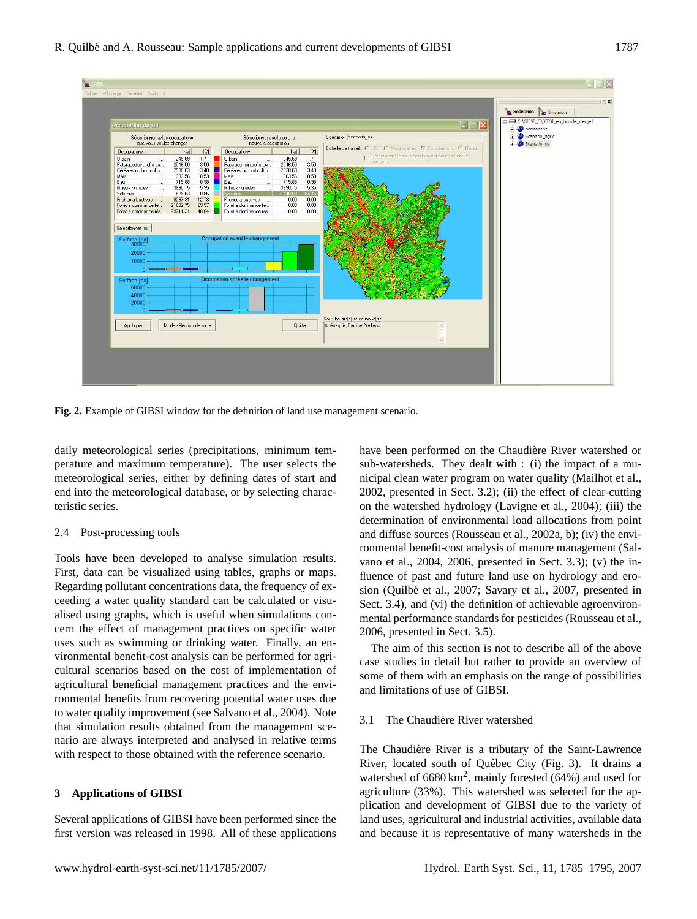Fig. 2. Example of GIBSI window for the definition of land use management scenario.

daily meteorological series (precipitations, minimum temperature and maximum temperature). The user selects the meteorological series, either by defining dates of start and end into the meteorological database, or by selecting characteristic series.

### 2.4 Post-processing tools

Tools have been developed to analyse simulation results. First, data can be visualized using tables, graphs or maps. Regarding pollutant concentrations data, the frequency of exceeding a water quality standard can be calculated or visualised using graphs, which is useful when simulations concern the effect of management practices on specific water uses such as swimming or drinking water. Finally, an environmental benefit-cost analysis can be performed for agricultural scenarios based on the cost of implementation of agricultural beneficial management practices and the environmental benefits from recovering potential water uses due to water quality improvement (see Salvano et al., 2004). Note that simulation results obtained from the management scenario are always interpreted and analysed in relative terms with respect to those obtained with the reference scenario.

## 3 Applications of GIBSI

Several applications of GIBSI have been performed since the first version was released in 1998. All of these applications have been performed on the Chaudière River watershed or sub-watersheds. They dealt with : (i) the impact of a municipal clean water program on water quality (Mailhot et al., 2002, presented in Sect. 3.2); (ii) the effect of clear-cutting on the watershed hydrology (Lavigne et al., 2004); (iii) the determination of environmental load allocations from point and diffuse sources (Rousseau et al., 2002a, b); (iv) the environmental benefit-cost analysis of manure management (Salvano et al., 2004, 2006, presented in Sect. 3.3); (v) the influence of past and future land use on hydrology and erosion (Quilbé et al., 2007; Savary et al., 2007, presented in Sect. 3.4), and (vi) the definition of achievable agroenvironmental performance standards for pesticides (Rousseau et al., 2006, presented in Sect. 3.5).

The aim of this section is not to describe all of the above case studies in detail but rather to provide an overview of some of them with an emphasis on the range of possibilities and limitations of use of GIBSI.

### 3.1 The Chaudière River watershed

The Chaudière River is a tributary of the Saint-Lawrence River, located south of Québec City (Fig. 3). It drains a watershed of 6680 $km^2$, mainly forested (64%) and used for agriculture (33%). This watershed was selected for the application and development of GIBSI due to the variety of land uses, agricultural and industrial activities, available data and because it is representative of many watersheds in the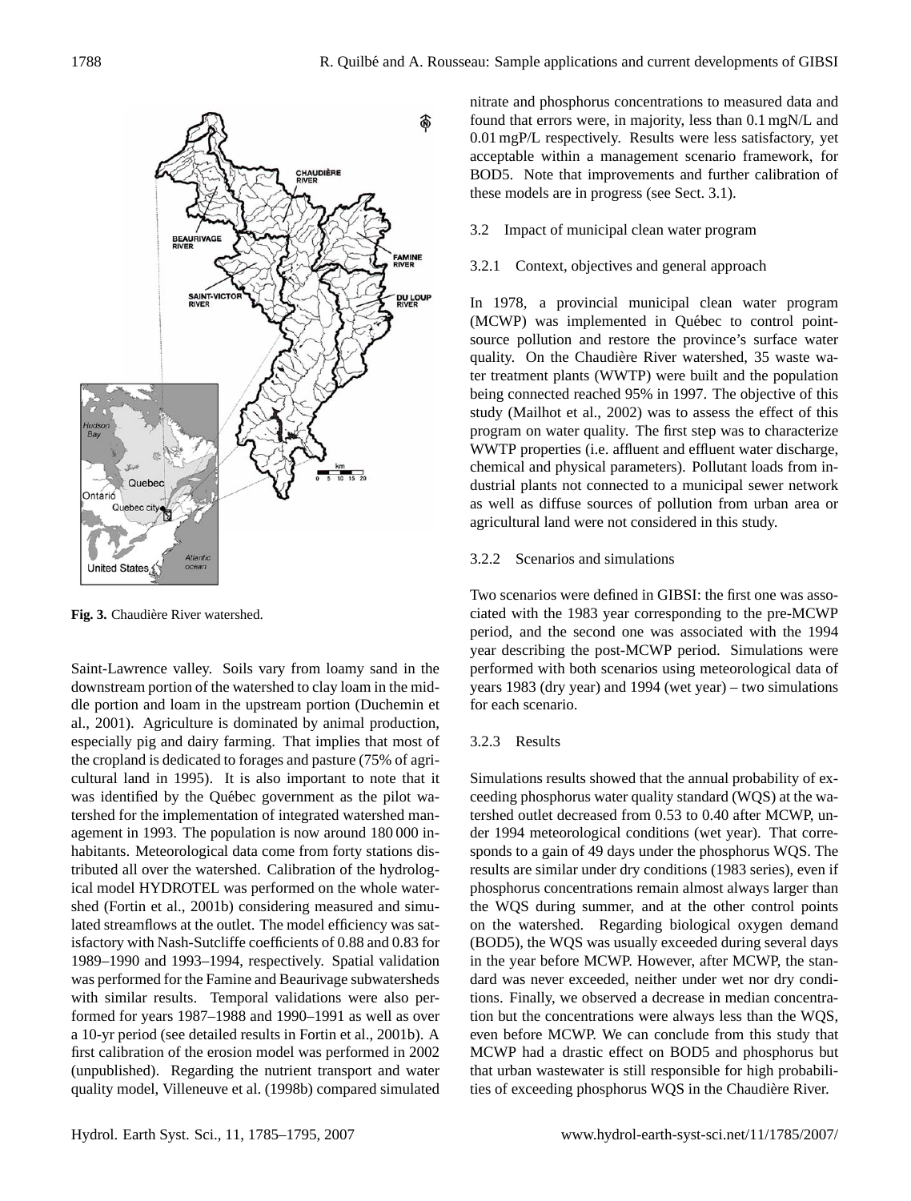Fig. 3. Chaudière River watershed.

Saint-Lawrence valley. Soils vary from loamy sand in the downstream portion of the watershed to clay loam in the middle portion and loam in the upstream portion (Duchemin et al., 2001). Agriculture is dominated by animal production, especially pig and dairy farming. That implies that most of the cropland is dedicated to forages and pasture (75% of agricultural land in 1995). It is also important to note that it was identified by the Québec government as the pilot watershed for the implementation of integrated watershed management in 1993. The population is now around 180 000 inhabitants. Meteorological data come from forty stations distributed all over the watershed. Calibration of the hydrological model HYDROTEL was performed on the whole watershed (Fortin et al., 2001b) considering measured and simulated streamflows at the outlet. The model efficiency was satisfactory with Nash-Sutcliffe coefficients of 0.88 and 0.83 for 1989–1990 and 1993–1994, respectively. Spatial validation was performed for the Famine and Beaurivage subwatersheds with similar results. Temporal validations were also performed for years 1987–1988 and 1990–1991 as well as over a 10-yr period (see detailed results in Fortin et al., 2001b). A first calibration of the erosion model was performed in 2002 (unpublished). Regarding the nutrient transport and water quality model, Villeneuve et al. (1998b) compared simulated nitrate and phosphorus concentrations to measured data and found that errors were, in majority, less than 0.1 mgN/L and 0.01 mgP/L respectively. Results were less satisfactory, yet acceptable within a management scenario framework, for BOD5. Note that improvements and further calibration of these models are in progress (see Sect. 3.1).

### 3.2 Impact of municipal clean water program

#### 3.2.1 Context, objectives and general approach

In 1978, a provincial municipal clean water program (MCWP) was implemented in Québec to control point-source pollution and restore the province's surface water quality. On the Chaudière River watershed, 35 waste water treatment plants (WWTP) were built and the population being connected reached 95% in 1997. The objective of this study (Mailhot et al., 2002) was to assess the effect of this program on water quality. The first step was to characterize WWTP properties (i.e. affluent and effluent water discharge, chemical and physical parameters). Pollutant loads from industrial plants not connected to a municipal sewer network as well as diffuse sources of pollution from urban area or agricultural land were not considered in this study.

#### 3.2.2 Scenarios and simulations

Two scenarios were defined in GIBSI: the first one was associated with the 1983 year corresponding to the pre-MCWP period, and the second one was associated with the 1994 year describing the post-MCWP period. Simulations were performed with both scenarios using meteorological data of years 1983 (dry year) and 1994 (wet year) – two simulations for each scenario.

#### 3.2.3 Results

Simulations results showed that the annual probability of exceeding phosphorus water quality standard (WQS) at the watershed outlet decreased from 0.53 to 0.40 after MCWP, under 1994 meteorological conditions (wet year). That corresponds to a gain of 49 days under the phosphorus WQS. The results are similar under dry conditions (1983 series), even if phosphorus concentrations remain almost always larger than the WQS during summer, and at the other control points on the watershed. Regarding biological oxygen demand (BOD5), the WQS was usually exceeded during several days in the year before MCWP. However, after MCWP, the standard was never exceeded, neither under wet nor dry conditions. Finally, we observed a decrease in median concentration but the concentrations were always less than the WQS, even before MCWP. We can conclude from this study that MCWP had a drastic effect on BOD5 and phosphorus but that urban wastewater is still responsible for high probabilities of exceeding phosphorus WQS in the Chaudière River.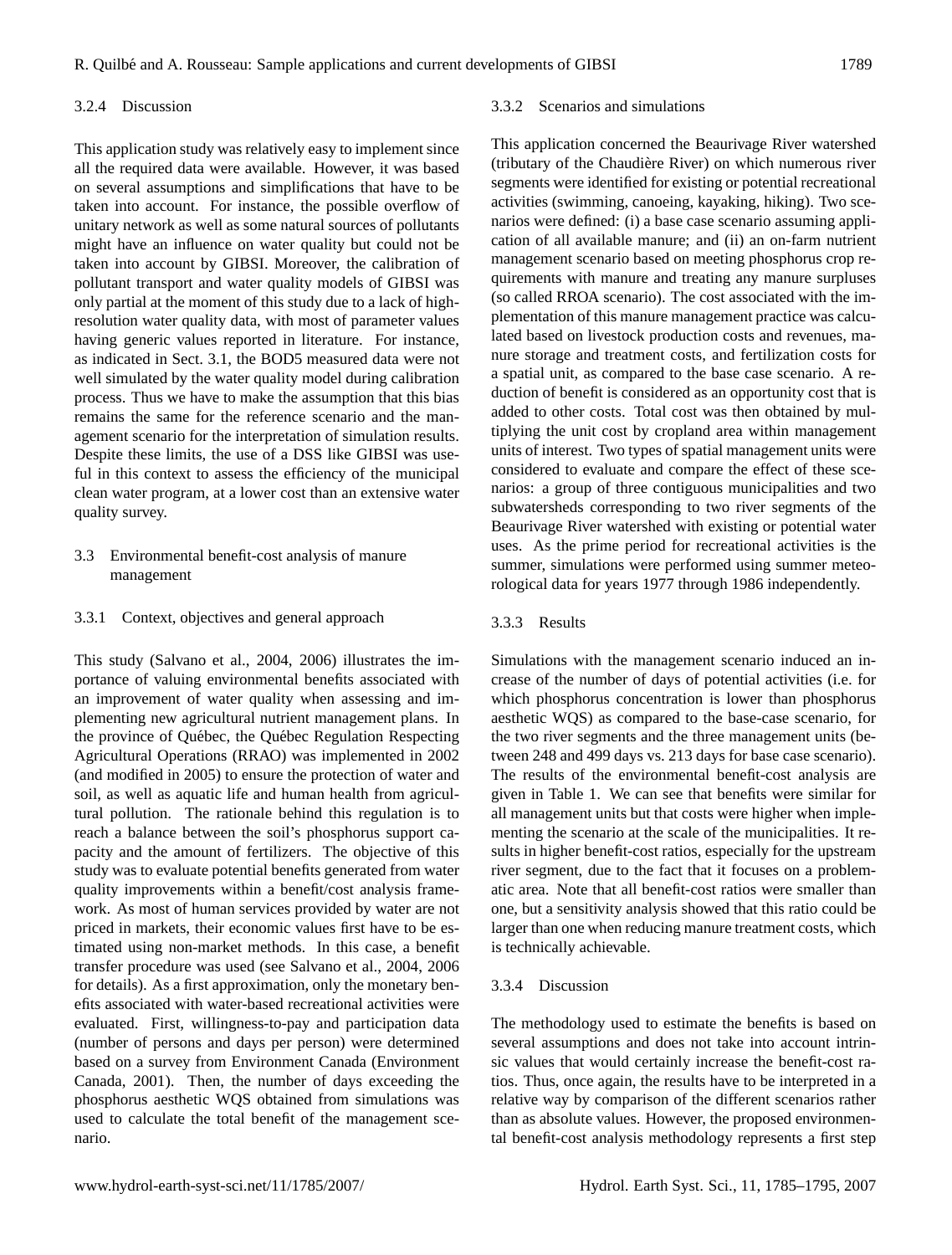#### 3.2.4 Discussion

This application study was relatively easy to implement since all the required data were available. However, it was based on several assumptions and simplifications that have to be taken into account. For instance, the possible overflow of unitary network as well as some natural sources of pollutants might have an influence on water quality but could not be taken into account by GIBSI. Moreover, the calibration of pollutant transport and water quality models of GIBSI was only partial at the moment of this study due to a lack of high-resolution water quality data, with most of parameter values having generic values reported in literature. For instance, as indicated in Sect. 3.1, the BOD5 measured data were not well simulated by the water quality model during calibration process. Thus we have to make the assumption that this bias remains the same for the reference scenario and the management scenario for the interpretation of simulation results. Despite these limits, the use of a DSS like GIBSI was useful in this context to assess the efficiency of the municipal clean water program, at a lower cost than an extensive water quality survey.

### 3.3 Environmental benefit-cost analysis of manure management

#### 3.3.1 Context, objectives and general approach

This study (Salvano et al., 2004, 2006) illustrates the importance of valuing environmental benefits associated with an improvement of water quality when assessing and implementing new agricultural nutrient management plans. In the province of Québec, the Québec Regulation Respecting Agricultural Operations (RRAO) was implemented in 2002 (and modified in 2005) to ensure the protection of water and soil, as well as aquatic life and human health from agricultural pollution. The rationale behind this regulation is to reach a balance between the soil's phosphorus support capacity and the amount of fertilizers. The objective of this study was to evaluate potential benefits generated from water quality improvements within a benefit/cost analysis framework. As most of human services provided by water are not priced in markets, their economic values first have to be estimated using non-market methods. In this case, a benefit transfer procedure was used (see Salvano et al., 2004, 2006 for details). As a first approximation, only the monetary benefits associated with water-based recreational activities were evaluated. First, willingness-to-pay and participation data (number of persons and days per person) were determined based on a survey from Environment Canada (Environment Canada, 2001). Then, the number of days exceeding the phosphorus aesthetic WQS obtained from simulations was used to calculate the total benefit of the management scenario.

#### 3.3.2 Scenarios and simulations

This application concerned the Beaurivage River watershed (tributary of the Chaudière River) on which numerous river segments were identified for existing or potential recreational activities (swimming, canoeing, kayaking, hiking). Two scenarios were defined: (i) a base case scenario assuming application of all available manure; and (ii) an on-farm nutrient management scenario based on meeting phosphorus crop requirements with manure and treating any manure surpluses (so called RROA scenario). The cost associated with the implementation of this manure management practice was calculated based on livestock production costs and revenues, manure storage and treatment costs, and fertilization costs for a spatial unit, as compared to the base case scenario. A reduction of benefit is considered as an opportunity cost that is added to other costs. Total cost was then obtained by multiplying the unit cost by cropland area within management units of interest. Two types of spatial management units were considered to evaluate and compare the effect of these scenarios: a group of three contiguous municipalities and two subwatersheds corresponding to two river segments of the Beaurivage River watershed with existing or potential water uses. As the prime period for recreational activities is the summer, simulations were performed using summer meteorological data for years 1977 through 1986 independently.

#### 3.3.3 Results

Simulations with the management scenario induced an increase of the number of days of potential activities (i.e. for which phosphorus concentration is lower than phosphorus aesthetic WQS) as compared to the base-case scenario, for the two river segments and the three management units (between 248 and 499 days vs. 213 days for base case scenario). The results of the environmental benefit-cost analysis are given in Table 1. We can see that benefits were similar for all management units but that costs were higher when implementing the scenario at the scale of the municipalities. It results in higher benefit-cost ratios, especially for the upstream river segment, due to the fact that it focuses on a problematic area. Note that all benefit-cost ratios were smaller than one, but a sensitivity analysis showed that this ratio could be larger than one when reducing manure treatment costs, which is technically achievable.

#### 3.3.4 Discussion

The methodology used to estimate the benefits is based on several assumptions and does not take into account intrinsic values that would certainly increase the benefit-cost ratios. Thus, once again, the results have to be interpreted in a relative way by comparison of the different scenarios rather than as absolute values. However, the proposed environmental benefit-cost analysis methodology represents a first step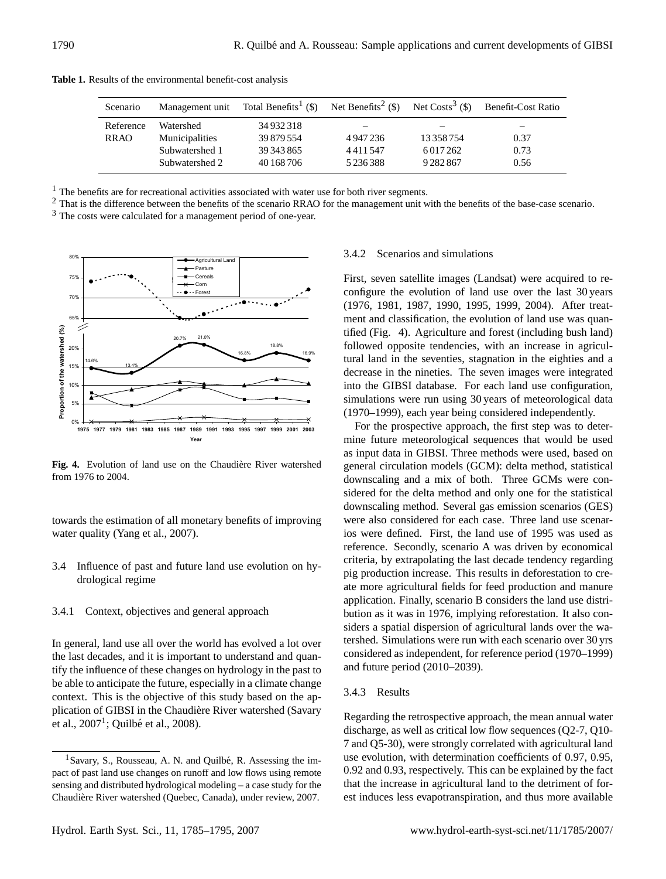**Table 1.** Results of the environmental benefit-cost analysis

| Scenario | Management unit | Total Benefits[1] ($) | Net Benefits[2] ($) | Net Costs[3] ($) | Benefit-Cost Ratio |
|---|---|---|---|---|---|
| Reference | Watershed | 34 932 318 | – | – | – |
| RRAO | Municipalities | 39 879 554 | 4 947 236 | 13 358 754 | 0.37 |
| | Subwatershed 1 | 39 343 865 | 4 411 547 | 6 017 262 | 0.73 |
| | Subwatershed 2 | 40 168 706 | 5 236 388 | 9 282 867 | 0.56 |

[1] The benefits are for recreational activities associated with water use for both river segments.
[2] That is the difference between the benefits of the scenario RRAO for the management unit with the benefits of the base-case scenario.
[3] The costs were calculated for a management period of one-year.

**Fig. 4.** Evolution of land use on the Chaudière River watershed from 1976 to 2004.

towards the estimation of all monetary benefits of improving water quality (Yang et al., 2007).

### 3.4 Influence of past and future land use evolution on hydrological regime

#### 3.4.1 Context, objectives and general approach

In general, land use all over the world has evolved a lot over the last decades, and it is important to understand and quantify the influence of these changes on hydrology in the past to be able to anticipate the future, especially in a climate change context. This is the objective of this study based on the application of GIBSI in the Chaudière River watershed (Savary et al., 2007[1]; Quilbé et al., 2008).

[1] Savary, S., Rousseau, A. N. and Quilbé, R. Assessing the impact of past land use changes on runoff and low flows using remote sensing and distributed hydrological modeling – a case study for the Chaudière River watershed (Quebec, Canada), under review, 2007.

#### 3.4.2 Scenarios and simulations

First, seven satellite images (Landsat) were acquired to reconfigure the evolution of land use over the last 30 years (1976, 1981, 1987, 1990, 1995, 1999, 2004). After treatment and classification, the evolution of land use was quantified (Fig. 4). Agriculture and forest (including bush land) followed opposite tendencies, with an increase in agricultural land in the seventies, stagnation in the eighties and a decrease in the nineties. The seven images were integrated into the GIBSI database. For each land use configuration, simulations were run using 30 years of meteorological data (1970–1999), each year being considered independently.

For the prospective approach, the first step was to determine future meteorological sequences that would be used as input data in GIBSI. Three methods were used, based on general circulation models (GCM): delta method, statistical downscaling and a mix of both. Three GCMs were considered for the delta method and only one for the statistical downscaling method. Several gas emission scenarios (GES) were also considered for each case. Three land use scenarios were defined. First, the land use of 1995 was used as reference. Secondly, scenario A was driven by economical criteria, by extrapolating the last decade tendency regarding pig production increase. This results in deforestation to create more agricultural fields for feed production and manure application. Finally, scenario B considers the land use distribution as it was in 1976, implying reforestation. It also considers a spatial dispersion of agricultural lands over the watershed. Simulations were run with each scenario over 30 yrs considered as independent, for reference period (1970–1999) and future period (2010–2039).

#### 3.4.3 Results

Regarding the retrospective approach, the mean annual water discharge, as well as critical low flow sequences (Q2-7, Q10-7 and Q5-30), were strongly correlated with agricultural land use evolution, with determination coefficients of 0.97, 0.95, 0.92 and 0.93, respectively. This can be explained by the fact that the increase in agricultural land to the detriment of forest induces less evapotranspiration, and thus more available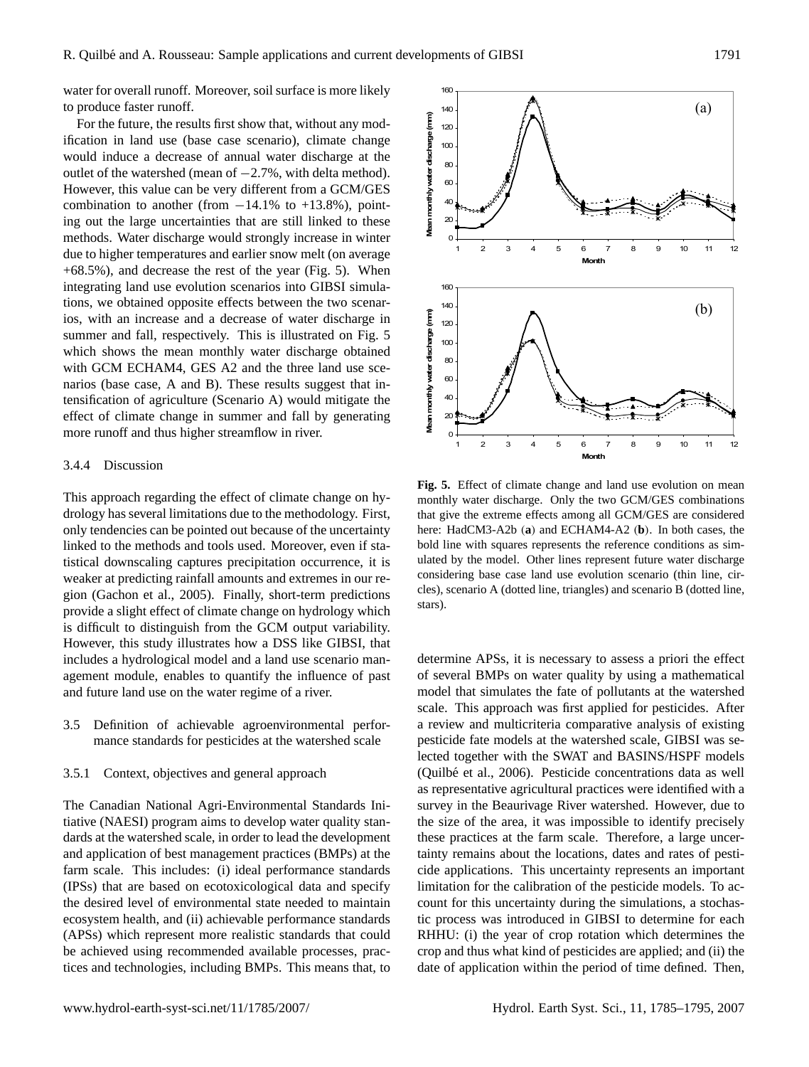water for overall runoff. Moreover, soil surface is more likely to produce faster runoff.

For the future, the results first show that, without any modification in land use (base case scenario), climate change would induce a decrease of annual water discharge at the outlet of the watershed (mean of −2.7%, with delta method). However, this value can be very different from a GCM/GES combination to another (from −14.1% to +13.8%), pointing out the large uncertainties that are still linked to these methods. Water discharge would strongly increase in winter due to higher temperatures and earlier snow melt (on average +68.5%), and decrease the rest of the year (Fig. 5). When integrating land use evolution scenarios into GIBSI simulations, we obtained opposite effects between the two scenarios, with an increase and a decrease of water discharge in summer and fall, respectively. This is illustrated on Fig. 5 which shows the mean monthly water discharge obtained with GCM ECHAM4, GES A2 and the three land use scenarios (base case, A and B). These results suggest that intensification of agriculture (Scenario A) would mitigate the effect of climate change in summer and fall by generating more runoff and thus higher streamflow in river.

#### 3.4.4 Discussion

This approach regarding the effect of climate change on hydrology has several limitations due to the methodology. First, only tendencies can be pointed out because of the uncertainty linked to the methods and tools used. Moreover, even if statistical downscaling captures precipitation occurrence, it is weaker at predicting rainfall amounts and extremes in our region (Gachon et al., 2005). Finally, short-term predictions provide a slight effect of climate change on hydrology which is difficult to distinguish from the GCM output variability. However, this study illustrates how a DSS like GIBSI, that includes a hydrological model and a land use scenario management module, enables to quantify the influence of past and future land use on the water regime of a river.

**Fig. 5.** Effect of climate change and land use evolution on mean monthly water discharge. Only the two GCM/GES combinations that give the extreme effects among all GCM/GES are considered here: HadCM3-A2b (**a**) and ECHAM4-A2 (**b**). In both cases, the bold line with squares represents the reference conditions as simulated by the model. Other lines represent future water discharge considering base case land use evolution scenario (thin line, circles), scenario A (dotted line, triangles) and scenario B (dotted line, stars).

### 3.5 Definition of achievable agroenvironmental performance standards for pesticides at the watershed scale

#### 3.5.1 Context, objectives and general approach

The Canadian National Agri-Environmental Standards Initiative (NAESI) program aims to develop water quality standards at the watershed scale, in order to lead the development and application of best management practices (BMPs) at the farm scale. This includes: (i) ideal performance standards (IPSs) that are based on ecotoxicological data and specify the desired level of environmental state needed to maintain ecosystem health, and (ii) achievable performance standards (APSs) which represent more realistic standards that could be achieved using recommended available processes, practices and technologies, including BMPs. This means that, to determine APSs, it is necessary to assess a priori the effect of several BMPs on water quality by using a mathematical model that simulates the fate of pollutants at the watershed scale. This approach was first applied for pesticides. After a review and multicriteria comparative analysis of existing pesticide fate models at the watershed scale, GIBSI was selected together with the SWAT and BASINS/HSPF models (Quilbé et al., 2006). Pesticide concentrations data as well as representative agricultural practices were identified with a survey in the Beaurivage River watershed. However, due to the size of the area, it was impossible to identify precisely these practices at the farm scale. Therefore, a large uncertainty remains about the locations, dates and rates of pesticide applications. This uncertainty represents an important limitation for the calibration of the pesticide models. To account for this uncertainty during the simulations, a stochastic process was introduced in GIBSI to determine for each RHHU: (i) the year of crop rotation which determines the crop and thus what kind of pesticides are applied; and (ii) the date of application within the period of time defined. Then,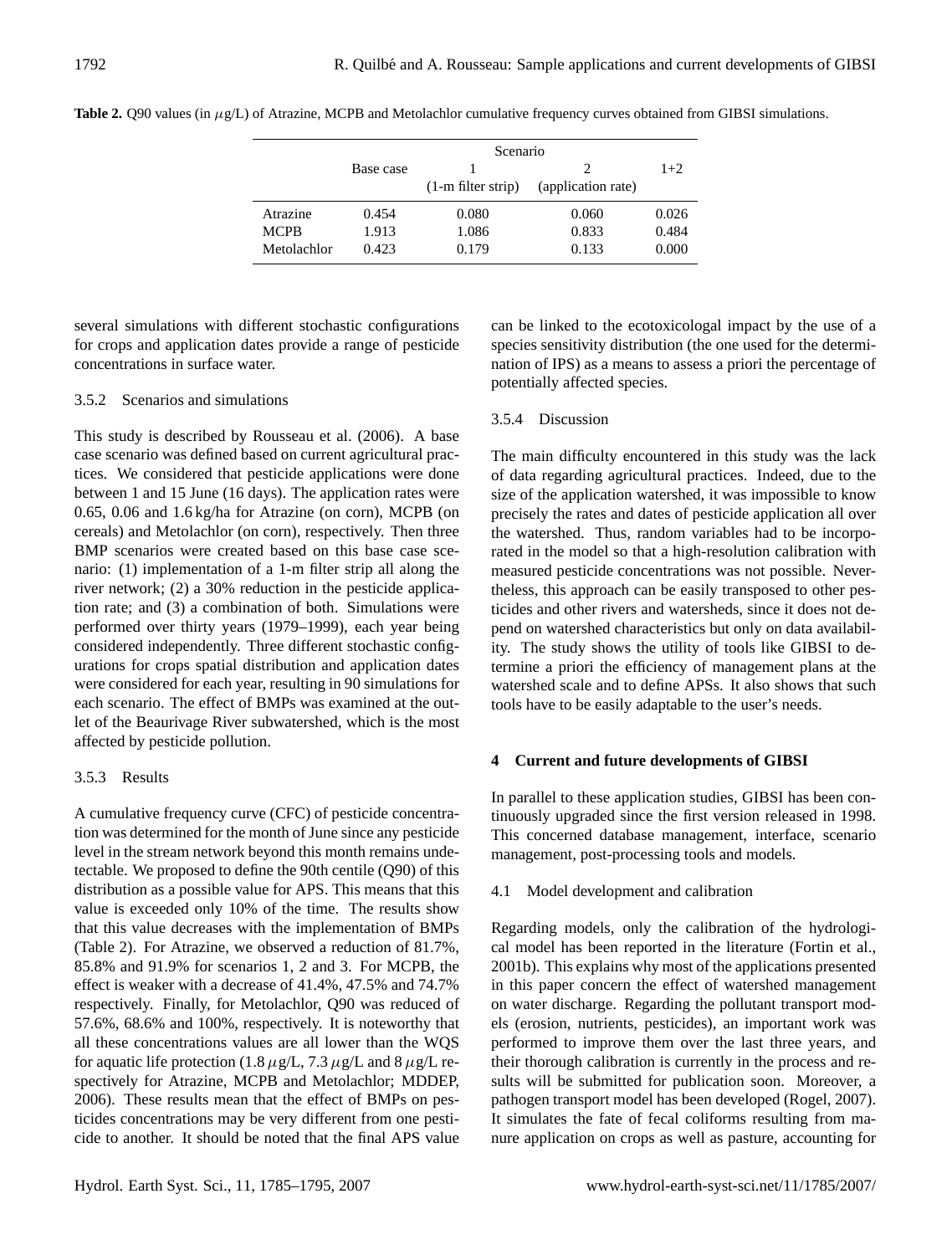**Table 2.** Q90 values (in $\mu$g/L) of Atrazine, MCPB and Metolachlor cumulative frequency curves obtained from GIBSI simulations.

| | Scenario | | | |
|---|---|---|---|---|
| | Base case | 1 (1-m filter strip) | 2 (application rate) | 1+2 |
| Atrazine | 0.454 | 0.080 | 0.060 | 0.026 |
| MCPB | 1.913 | 1.086 | 0.833 | 0.484 |
| Metolachlor | 0.423 | 0.179 | 0.133 | 0.000 |

several simulations with different stochastic configurations for crops and application dates provide a range of pesticide concentrations in surface water.

#### 3.5.2 Scenarios and simulations

This study is described by Rousseau et al. (2006). A base case scenario was defined based on current agricultural practices. We considered that pesticide applications were done between 1 and 15 June (16 days). The application rates were 0.65, 0.06 and 1.6 kg/ha for Atrazine (on corn), MCPB (on cereals) and Metolachlor (on corn), respectively. Then three BMP scenarios were created based on this base case scenario: (1) implementation of a 1-m filter strip all along the river network; (2) a 30% reduction in the pesticide application rate; and (3) a combination of both. Simulations were performed over thirty years (1979–1999), each year being considered independently. Three different stochastic configurations for crops spatial distribution and application dates were considered for each year, resulting in 90 simulations for each scenario. The effect of BMPs was examined at the outlet of the Beaurivage River subwatershed, which is the most affected by pesticide pollution.

#### 3.5.3 Results

A cumulative frequency curve (CFC) of pesticide concentration was determined for the month of June since any pesticide level in the stream network beyond this month remains undetectable. We proposed to define the 90th centile (Q90) of this distribution as a possible value for APS. This means that this value is exceeded only 10% of the time. The results show that this value decreases with the implementation of BMPs (Table 2). For Atrazine, we observed a reduction of 81.7%, 85.8% and 91.9% for scenarios 1, 2 and 3. For MCPB, the effect is weaker with a decrease of 41.4%, 47.5% and 74.7% respectively. Finally, for Metolachlor, Q90 was reduced of 57.6%, 68.6% and 100%, respectively. It is noteworthy that all these concentrations values are all lower than the WQS for aquatic life protection (1.8 $\mu$g/L, 7.3 $\mu$g/L and 8 $\mu$g/L respectively for Atrazine, MCPB and Metolachlor; MDDEP, 2006). These results mean that the effect of BMPs on pesticides concentrations may be very different from one pesticide to another. It should be noted that the final APS value can be linked to the ecotoxicologal impact by the use of a species sensitivity distribution (the one used for the determination of IPS) as a means to assess a priori the percentage of potentially affected species.

#### 3.5.4 Discussion

The main difficulty encountered in this study was the lack of data regarding agricultural practices. Indeed, due to the size of the application watershed, it was impossible to know precisely the rates and dates of pesticide application all over the watershed. Thus, random variables had to be incorporated in the model so that a high-resolution calibration with measured pesticide concentrations was not possible. Nevertheless, this approach can be easily transposed to other pesticides and other rivers and watersheds, since it does not depend on watershed characteristics but only on data availability. The study shows the utility of tools like GIBSI to determine a priori the efficiency of management plans at the watershed scale and to define APSs. It also shows that such tools have to be easily adaptable to the user's needs.

## 4 Current and future developments of GIBSI

In parallel to these application studies, GIBSI has been continuously upgraded since the first version released in 1998. This concerned database management, interface, scenario management, post-processing tools and models.

### 4.1 Model development and calibration

Regarding models, only the calibration of the hydrological model has been reported in the literature (Fortin et al., 2001b). This explains why most of the applications presented in this paper concern the effect of watershed management on water discharge. Regarding the pollutant transport models (erosion, nutrients, pesticides), an important work was performed to improve them over the last three years, and their thorough calibration is currently in the process and results will be submitted for publication soon. Moreover, a pathogen transport model has been developed (Rogel, 2007). It simulates the fate of fecal coliforms resulting from manure application on crops as well as pasture, accounting for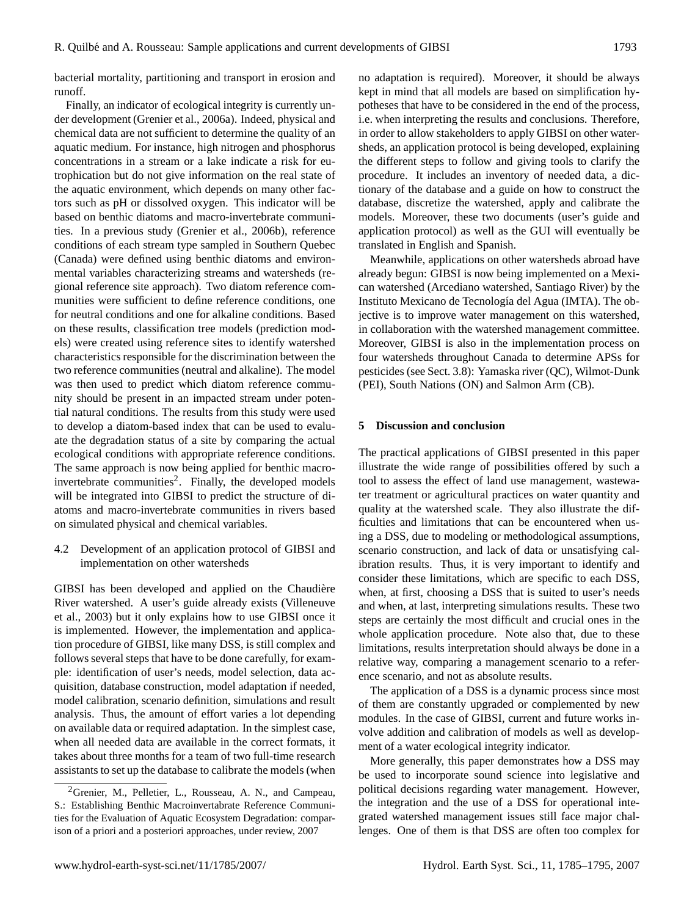bacterial mortality, partitioning and transport in erosion and runoff.

Finally, an indicator of ecological integrity is currently under development (Grenier et al., 2006a). Indeed, physical and chemical data are not sufficient to determine the quality of an aquatic medium. For instance, high nitrogen and phosphorus concentrations in a stream or a lake indicate a risk for eutrophication but do not give information on the real state of the aquatic environment, which depends on many other factors such as pH or dissolved oxygen. This indicator will be based on benthic diatoms and macro-invertebrate communities. In a previous study (Grenier et al., 2006b), reference conditions of each stream type sampled in Southern Quebec (Canada) were defined using benthic diatoms and environmental variables characterizing streams and watersheds (regional reference site approach). Two diatom reference communities were sufficient to define reference conditions, one for neutral conditions and one for alkaline conditions. Based on these results, classification tree models (prediction models) were created using reference sites to identify watershed characteristics responsible for the discrimination between the two reference communities (neutral and alkaline). The model was then used to predict which diatom reference community should be present in an impacted stream under potential natural conditions. The results from this study were used to develop a diatom-based index that can be used to evaluate the degradation status of a site by comparing the actual ecological conditions with appropriate reference conditions. The same approach is now being applied for benthic macroinvertebrate communities[2]. Finally, the developed models will be integrated into GIBSI to predict the structure of diatoms and macro-invertebrate communities in rivers based on simulated physical and chemical variables.

### 4.2 Development of an application protocol of GIBSI and implementation on other watersheds

GIBSI has been developed and applied on the Chaudière River watershed. A user's guide already exists (Villeneuve et al., 2003) but it only explains how to use GIBSI once it is implemented. However, the implementation and application procedure of GIBSI, like many DSS, is still complex and follows several steps that have to be done carefully, for example: identification of user's needs, model selection, data acquisition, database construction, model adaptation if needed, model calibration, scenario definition, simulations and result analysis. Thus, the amount of effort varies a lot depending on available data or required adaptation. In the simplest case, when all needed data are available in the correct formats, it takes about three months for a team of two full-time research assistants to set up the database to calibrate the models (when no adaptation is required). Moreover, it should be always kept in mind that all models are based on simplification hypotheses that have to be considered in the end of the process, i.e. when interpreting the results and conclusions. Therefore, in order to allow stakeholders to apply GIBSI on other watersheds, an application protocol is being developed, explaining the different steps to follow and giving tools to clarify the procedure. It includes an inventory of needed data, a dictionary of the database and a guide on how to construct the database, discretize the watershed, apply and calibrate the models. Moreover, these two documents (user's guide and application protocol) as well as the GUI will eventually be translated in English and Spanish.

Meanwhile, applications on other watersheds abroad have already begun: GIBSI is now being implemented on a Mexican watershed (Arcediano watershed, Santiago River) by the Instituto Mexicano de Tecnología del Agua (IMTA). The objective is to improve water management on this watershed, in collaboration with the watershed management committee. Moreover, GIBSI is also in the implementation process on four watersheds throughout Canada to determine APSs for pesticides (see Sect. 3.8): Yamaska river (QC), Wilmot-Dunk (PEI), South Nations (ON) and Salmon Arm (CB).

## 5 Discussion and conclusion

The practical applications of GIBSI presented in this paper illustrate the wide range of possibilities offered by such a tool to assess the effect of land use management, wastewater treatment or agricultural practices on water quantity and quality at the watershed scale. They also illustrate the difficulties and limitations that can be encountered when using a DSS, due to modeling or methodological assumptions, scenario construction, and lack of data or unsatisfying calibration results. Thus, it is very important to identify and consider these limitations, which are specific to each DSS, when, at first, choosing a DSS that is suited to user's needs and when, at last, interpreting simulations results. These two steps are certainly the most difficult and crucial ones in the whole application procedure. Note also that, due to these limitations, results interpretation should always be done in a relative way, comparing a management scenario to a reference scenario, and not as absolute results.

The application of a DSS is a dynamic process since most of them are constantly upgraded or complemented by new modules. In the case of GIBSI, current and future works involve addition and calibration of models as well as development of a water ecological integrity indicator.

More generally, this paper demonstrates how a DSS may be used to incorporate sound science into legislative and political decisions regarding water management. However, the integration and the use of a DSS for operational integrated watershed management issues still face major challenges. One of them is that DSS are often too complex for

[2]Grenier, M., Pelletier, L., Rousseau, A. N., and Campeau, S.: Establishing Benthic Macroinvertabrate Reference Communities for the Evaluation of Aquatic Ecosystem Degradation: comparison of a priori and a posteriori approaches, under review, 2007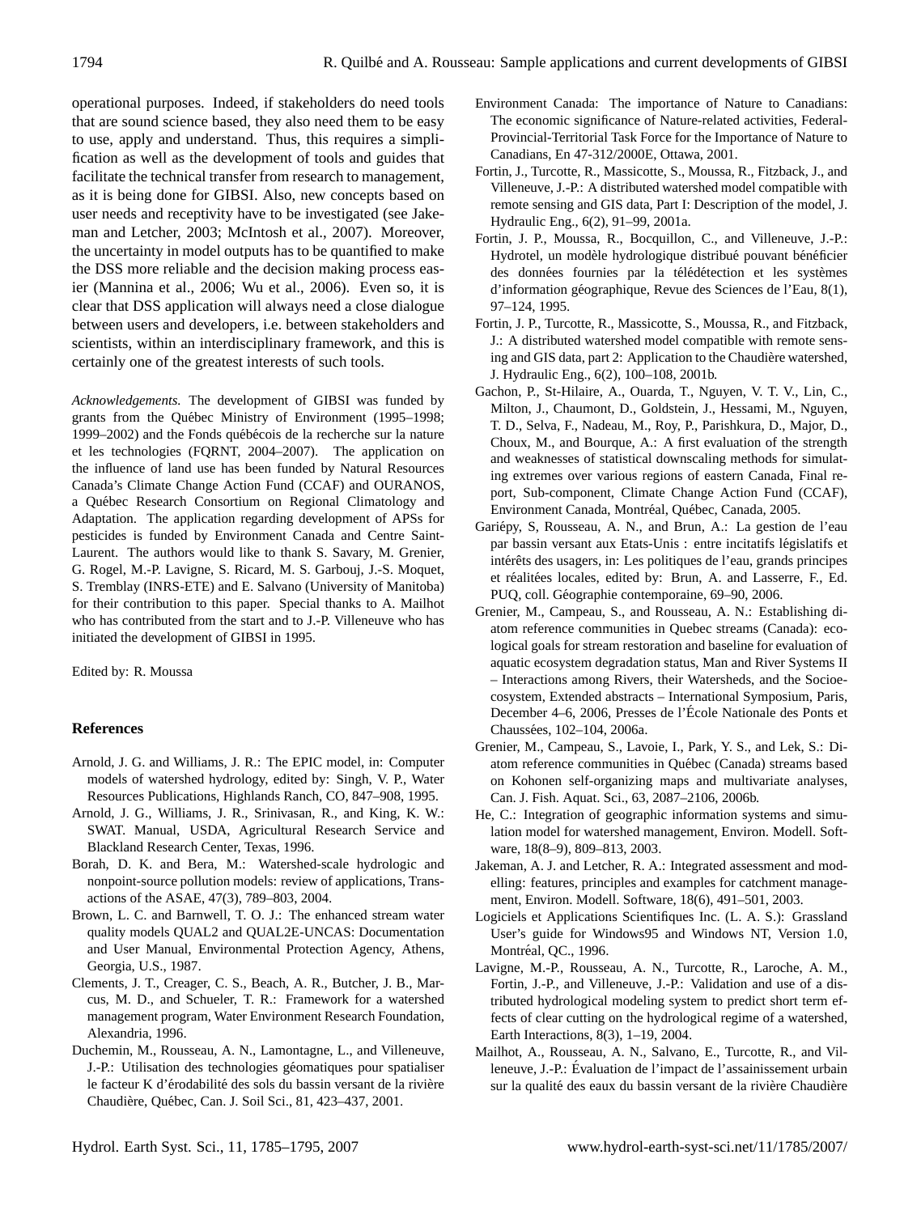operational purposes. Indeed, if stakeholders do need tools that are sound science based, they also need them to be easy to use, apply and understand. Thus, this requires a simplification as well as the development of tools and guides that facilitate the technical transfer from research to management, as it is being done for GIBSI. Also, new concepts based on user needs and receptivity have to be investigated (see Jakeman and Letcher, 2003; McIntosh et al., 2007). Moreover, the uncertainty in model outputs has to be quantified to make the DSS more reliable and the decision making process easier (Mannina et al., 2006; Wu et al., 2006). Even so, it is clear that DSS application will always need a close dialogue between users and developers, i.e. between stakeholders and scientists, within an interdisciplinary framework, and this is certainly one of the greatest interests of such tools.

*Acknowledgements.* The development of GIBSI was funded by grants from the Québec Ministry of Environment (1995–1998; 1999–2002) and the Fonds québécois de la recherche sur la nature et les technologies (FQRNT, 2004–2007). The application on the influence of land use has been funded by Natural Resources Canada's Climate Change Action Fund (CCAF) and OURANOS, a Québec Research Consortium on Regional Climatology and Adaptation. The application regarding development of APSs for pesticides is funded by Environment Canada and Centre Saint-Laurent. The authors would like to thank S. Savary, M. Grenier, G. Rogel, M.-P. Lavigne, S. Ricard, M. S. Garbouj, J.-S. Moquet, S. Tremblay (INRS-ETE) and E. Salvano (University of Manitoba) for their contribution to this paper. Special thanks to A. Mailhot who has contributed from the start and to J.-P. Villeneuve who has initiated the development of GIBSI in 1995.

Edited by: R. Moussa

## References

Arnold, J. G. and Williams, J. R.: The EPIC model, in: Computer models of watershed hydrology, edited by: Singh, V. P., Water Resources Publications, Highlands Ranch, CO, 847–908, 1995.

Arnold, J. G., Williams, J. R., Srinivasan, R., and King, K. W.: SWAT. Manual, USDA, Agricultural Research Service and Blackland Research Center, Texas, 1996.

Borah, D. K. and Bera, M.: Watershed-scale hydrologic and nonpoint-source pollution models: review of applications, Transactions of the ASAE, 47(3), 789–803, 2004.

Brown, L. C. and Barnwell, T. O. J.: The enhanced stream water quality models QUAL2 and QUAL2E-UNCAS: Documentation and User Manual, Environmental Protection Agency, Athens, Georgia, U.S., 1987.

Clements, J. T., Creager, C. S., Beach, A. R., Butcher, J. B., Marcus, M. D., and Schueler, T. R.: Framework for a watershed management program, Water Environment Research Foundation, Alexandria, 1996.

Duchemin, M., Rousseau, A. N., Lamontagne, L., and Villeneuve, J.-P.: Utilisation des technologies géomatiques pour spatialiser le facteur K d'érodabilité des sols du bassin versant de la rivière Chaudière, Québec, Can. J. Soil Sci., 81, 423–437, 2001.

Environment Canada: The importance of Nature to Canadians: The economic significance of Nature-related activities, Federal-Provincial-Territorial Task Force for the Importance of Nature to Canadians, En 47-312/2000E, Ottawa, 2001.

Fortin, J., Turcotte, R., Massicotte, S., Moussa, R., Fitzback, J., and Villeneuve, J.-P.: A distributed watershed model compatible with remote sensing and GIS data, Part I: Description of the model, J. Hydraulic Eng., 6(2), 91–99, 2001a.

Fortin, J. P., Moussa, R., Bocquillon, C., and Villeneuve, J.-P.: Hydrotel, un modèle hydrologique distribué pouvant bénéficier des données fournies par la télédétection et les systèmes d'information géographique, Revue des Sciences de l'Eau, 8(1), 97–124, 1995.

Fortin, J. P., Turcotte, R., Massicotte, S., Moussa, R., and Fitzback, J.: A distributed watershed model compatible with remote sensing and GIS data, part 2: Application to the Chaudière watershed, J. Hydraulic Eng., 6(2), 100–108, 2001b.

Gachon, P., St-Hilaire, A., Ouarda, T., Nguyen, V. T. V., Lin, C., Milton, J., Chaumont, D., Goldstein, J., Hessami, M., Nguyen, T. D., Selva, F., Nadeau, M., Roy, P., Parishkura, D., Major, D., Choux, M., and Bourque, A.: A first evaluation of the strength and weaknesses of statistical downscaling methods for simulating extremes over various regions of eastern Canada, Final report, Sub-component, Climate Change Action Fund (CCAF), Environment Canada, Montréal, Québec, Canada, 2005.

Gariépy, S, Rousseau, A. N., and Brun, A.: La gestion de l'eau par bassin versant aux Etats-Unis : entre incitatifs législatifs et intérêts des usagers, in: Les politiques de l'eau, grands principes et réalitées locales, edited by: Brun, A. and Lasserre, F., Ed. PUQ, coll. Géographie contemporaine, 69–90, 2006.

Grenier, M., Campeau, S., and Rousseau, A. N.: Establishing diatom reference communities in Quebec streams (Canada): ecological goals for stream restoration and baseline for evaluation of aquatic ecosystem degradation status, Man and River Systems II – Interactions among Rivers, their Watersheds, and the Socioecosystem, Extended abstracts – International Symposium, Paris, December 4–6, 2006, Presses de l'École Nationale des Ponts et Chaussées, 102–104, 2006a.

Grenier, M., Campeau, S., Lavoie, I., Park, Y. S., and Lek, S.: Diatom reference communities in Québec (Canada) streams based on Kohonen self-organizing maps and multivariate analyses, Can. J. Fish. Aquat. Sci., 63, 2087–2106, 2006b.

He, C.: Integration of geographic information systems and simulation model for watershed management, Environ. Modell. Software, 18(8–9), 809–813, 2003.

Jakeman, A. J. and Letcher, R. A.: Integrated assessment and modelling: features, principles and examples for catchment management, Environ. Modell. Software, 18(6), 491–501, 2003.

Logiciels et Applications Scientifiques Inc. (L. A. S.): Grassland User's guide for Windows95 and Windows NT, Version 1.0, Montréal, QC., 1996.

Lavigne, M.-P., Rousseau, A. N., Turcotte, R., Laroche, A. M., Fortin, J.-P., and Villeneuve, J.-P.: Validation and use of a distributed hydrological modeling system to predict short term effects of clear cutting on the hydrological regime of a watershed, Earth Interactions, 8(3), 1–19, 2004.

Mailhot, A., Rousseau, A. N., Salvano, E., Turcotte, R., and Villeneuve, J.-P.: Évaluation de l'impact de l'assainissement urbain sur la qualité des eaux du bassin versant de la rivière Chaudière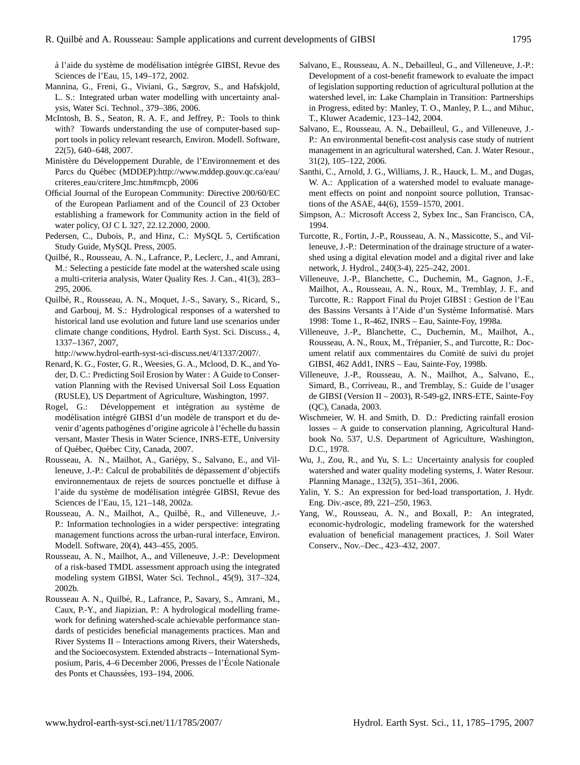à l'aide du système de modélisation intégrée GIBSI, Revue des Sciences de l'Eau, 15, 149–172, 2002.

Mannina, G., Freni, G., Viviani, G., Sægrov, S., and Hafskjold, L. S.: Integrated urban water modelling with uncertainty analysis, Water Sci. Technol., 379–386, 2006.

McIntosh, B. S., Seaton, R. A. F., and Jeffrey, P.: Tools to think with? Towards understanding the use of computer-based support tools in policy relevant research, Environ. Modell. Software, 22(5), 640–648, 2007.

Ministère du Développement Durable, de l'Environnement et des Parcs du Québec (MDDEP):http://www.mddep.gouv.qc.ca/eau/criteres_eau/critere_lmc.htm#mcpb, 2006

Official Journal of the European Community: Directive 200/60/EC of the European Parliament and of the Council of 23 October establishing a framework for Community action in the field of water policy, OJ C L 327, 22.12.2000, 2000.

Pedersen, C., Dubois, P., and Hinz, C.: MySQL 5, Certification Study Guide, MySQL Press, 2005.

Quilbé, R., Rousseau, A. N., Lafrance, P., Leclerc, J., and Amrani, M.: Selecting a pesticide fate model at the watershed scale using a multi-criteria analysis, Water Quality Res. J. Can., 41(3), 283–295, 2006.

Quilbé, R., Rousseau, A. N., Moquet, J.-S., Savary, S., Ricard, S., and Garbouj, M. S.: Hydrological responses of a watershed to historical land use evolution and future land use scenarios under climate change conditions, Hydrol. Earth Syst. Sci. Discuss., 4, 1337–1367, 2007, http://www.hydrol-earth-syst-sci-discuss.net/4/1337/2007/.

Renard, K. G., Foster, G. R., Weesies, G. A., Mclood, D. K., and Yoder, D. C.: Predicting Soil Erosion by Water : A Guide to Conservation Planning with the Revised Universal Soil Loss Equation (RUSLE), US Department of Agriculture, Washington, 1997.

Rogel, G.: Développement et intégration au système de modélisation intégré GIBSI d'un modèle de transport et du devenir d'agents pathogènes d'origine agricole à l'échelle du bassin versant, Master Thesis in Water Science, INRS-ETE, University of Québec, Québec City, Canada, 2007.

Rousseau, A. N., Mailhot, A., Gariépy, S., Salvano, E., and Villeneuve, J.-P.: Calcul de probabilités de dépassement d'objectifs environnementaux de rejets de sources ponctuelle et diffuse à l'aide du système de modélisation intégrée GIBSI, Revue des Sciences de l'Eau, 15, 121–148, 2002a.

Rousseau, A. N., Mailhot, A., Quilbé, R., and Villeneuve, J.-P.: Information technologies in a wider perspective: integrating management functions across the urban-rural interface, Environ. Modell. Software, 20(4), 443–455, 2005.

Rousseau, A. N., Mailhot, A., and Villeneuve, J.-P.: Development of a risk-based TMDL assessment approach using the integrated modeling system GIBSI, Water Sci. Technol., 45(9), 317–324, 2002b.

Rousseau A. N., Quilbé, R., Lafrance, P., Savary, S., Amrani, M., Caux, P.-Y., and Jiapizian, P.: A hydrological modelling framework for defining watershed-scale achievable performance standards of pesticides beneficial managements practices. Man and River Systems II – Interactions among Rivers, their Watersheds, and the Socioecosystem. Extended abstracts – International Symposium, Paris, 4–6 December 2006, Presses de l'École Nationale des Ponts et Chaussées, 193–194, 2006.

Salvano, E., Rousseau, A. N., Debailleul, G., and Villeneuve, J.-P.: Development of a cost-benefit framework to evaluate the impact of legislation supporting reduction of agricultural pollution at the watershed level, in: Lake Champlain in Transition: Partnerships in Progress, edited by: Manley, T. O., Manley, P. L., and Mihuc, T., Kluwer Academic, 123–142, 2004.

Salvano, E., Rousseau, A. N., Debailleul, G., and Villeneuve, J.-P.: An environmental benefit-cost analysis case study of nutrient management in an agricultural watershed, Can. J. Water Resour., 31(2), 105–122, 2006.

Santhi, C., Arnold, J. G., Williams, J. R., Hauck, L. M., and Dugas, W. A.: Application of a watershed model to evaluate management effects on point and nonpoint source pollution, Transactions of the ASAE, 44(6), 1559–1570, 2001.

Simpson, A.: Microsoft Access 2, Sybex Inc., San Francisco, CA, 1994.

Turcotte, R., Fortin, J.-P., Rousseau, A. N., Massicotte, S., and Villeneuve, J.-P.: Determination of the drainage structure of a watershed using a digital elevation model and a digital river and lake network, J. Hydrol., 240(3-4), 225–242, 2001.

Villeneuve, J.-P., Blanchette, C., Duchemin, M., Gagnon, J.-F., Mailhot, A., Rousseau, A. N., Roux, M., Tremblay, J. F., and Turcotte, R.: Rapport Final du Projet GIBSI : Gestion de l'Eau des Bassins Versants à l'Aide d'un Système Informatisé. Mars 1998: Tome 1., R-462, INRS – Eau, Sainte-Foy, 1998a.

Villeneuve, J.-P., Blanchette, C., Duchemin, M., Mailhot, A., Rousseau, A. N., Roux, M., Trépanier, S., and Turcotte, R.: Document relatif aux commentaires du Comité de suivi du projet GIBSI, 462 Add1, INRS – Eau, Sainte-Foy, 1998b.

Villeneuve, J.-P., Rousseau, A. N., Mailhot, A., Salvano, E., Simard, B., Corriveau, R., and Tremblay, S.: Guide de l'usager de GIBSI (Version II – 2003), R-549-g2, INRS-ETE, Sainte-Foy (QC), Canada, 2003.

Wischmeier, W. H. and Smith, D. D.: Predicting rainfall erosion losses – A guide to conservation planning, Agricultural Handbook No. 537, U.S. Department of Agriculture, Washington, D.C., 1978.

Wu, J., Zou, R., and Yu, S. L.: Uncertainty analysis for coupled watershed and water quality modeling systems, J. Water Resour. Planning Manage., 132(5), 351–361, 2006.

Yalin, Y. S.: An expression for bed-load transportation, J. Hydr. Eng. Div.-asce, 89, 221–250, 1963.

Yang, W., Rousseau, A. N., and Boxall, P.: An integrated, economic-hydrologic, modeling framework for the watershed evaluation of beneficial management practices, J. Soil Water Conserv., Nov.–Dec., 423–432, 2007.